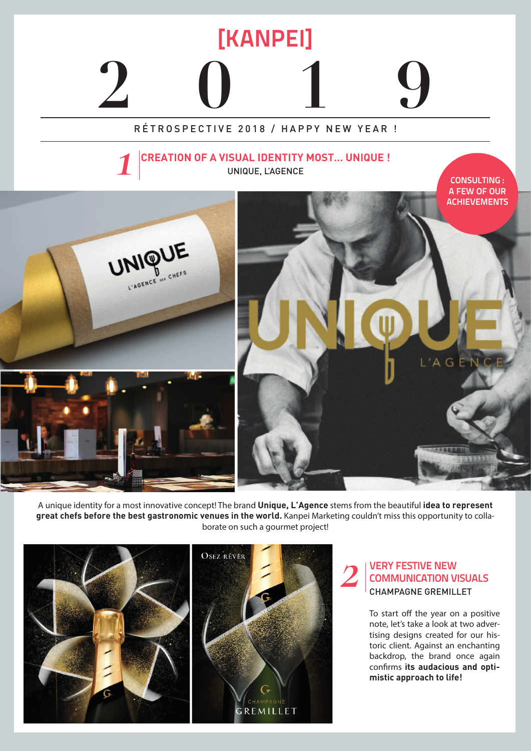# [KANPEI]

# 2 0 1 9

RÉTROSPECTIVE 2018 / HAPPY NEW YEAR !

CONSULTING : A FEW OF OUR ACHIEVEMENTS

## *1* CREATION OF A VISUAL IDENTITY MOST... UNIQUE !

UNIQUE, L'AGENCE

A unique identity for a most innovative concept! The brand **Unique, L'Agence** stems from the beautiful **idea to represent great chefs before the best gastronomic venues in the world.** Kanpei Marketing couldn't miss this opportunity to collaborate on such a gourmet project!

## *2* VERY FESTIVE NEW COMMUNICATION VISUALS

CHAMPAGNE GREMILLET

To start off the year on a positive note, let's take a look at two advertising designs created for our historic client. Against an enchanting backdrop, the brand once again confirms **its audacious and optimistic approach to life!**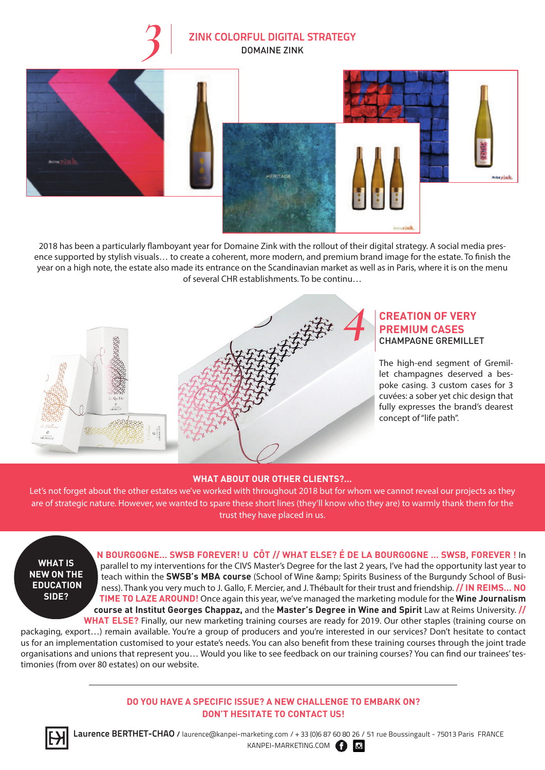## 3 ZINK COLORFUL DIGITAL STRATEGY

DOMAINE ZINK

2018 has been a particularly flamboyant year for Domaine Zink with the rollout of their digital strategy. A social media presence supported by stylish visuals… to create a coherent, more modern, and premium brand image for the estate. To finish the year on a high note, the estate also made its entrance on the Scandinavian market as well as in Paris, where it is on the menu of several CHR establishments. To be continu…

## 4 CREATION OF VERY PREMIUM CASES

CHAMPAGNE GREMILLET

The high-end segment of Gremillet champagnes deserved a bespoke casing. 3 custom cases for 3 cuvées: a sober yet chic design that fully expresses the brand's dearest concept of "life path".

### WHAT ABOUT OUR OTHER CLIENTS?...

Let's not forget about the other estates we've worked with throughout 2018 but for whom we cannot reveal our projects as they are of strategic nature. However, we wanted to spare these short lines (they'll know who they are) to warmly thank them for the trust they have placed in us.

### WHAT IS NEW ON THE EDUCATION SIDE?

**N BOURGOGNE... SWSB FOREVER! U CÔT // WHAT ELSE? É DE LA BOURGOGNE ... SWSB, FOREVER !** In parallel to my interventions for the CIVS Master's Degree for the last 2 years, I've had the opportunity last year to teach within the **SWSB's MBA course** (School of Wine &amp; Spirits Business of the Burgundy School of Business). Thank you very much to J. Gallo, F. Mercier, and J. Thébault for their trust and friendship. **// IN REIMS... NO TIME TO LAZE AROUND!** Once again this year, we've managed the marketing module for the **Wine Journalism course at Institut Georges Chappaz,** and the **Master's Degree in Wine and Spirit** Law at Reims University. **// WHAT ELSE?** Finally, our new marketing training courses are ready for 2019. Our other staples (training course on packaging, export…) remain available. You're a group of producers and you're interested in our services? Don't hesitate to contact us for an implementation customised to your estate's needs. You can also benefit from these training courses through the joint trade organisations and unions that represent you… Would you like to see feedback on our training courses? You can find our trainees' testimonies (from over 80 estates) on our website.

---

**DO YOU HAVE A SPECIFIC ISSUE? A NEW CHALLENGE TO EMBARK ON?**
**DON'T HESITATE TO CONTACT US!**

**Laurence BERTHET-CHAO** / laurence@kanpei-marketing.com / + 33 (0)6 87 60 80 26 / 51 rue Boussingault - 75013 Paris FRANCE

KANPEI-MARKETING.COM